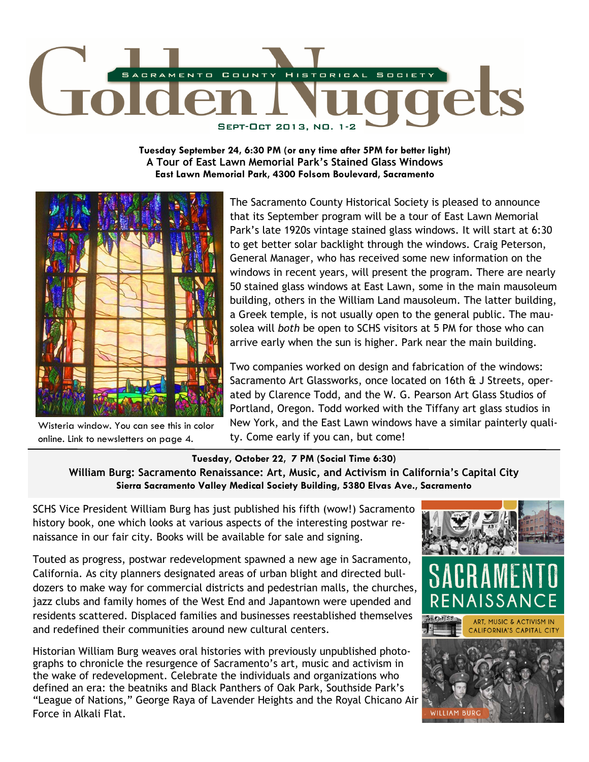# Golden Nuggets

**Sacramento County Historical Society**

Sept-Oct 2013, No. 1-2

**Tuesday September 24, 6:30 PM (or any time after 5PM for better light)**
**A Tour of East Lawn Memorial Park's Stained Glass Windows**
**East Lawn Memorial Park, 4300 Folsom Boulevard, Sacramento**

Wisteria window. You can see this in color online. Link to newsletters on page 4.

The Sacramento County Historical Society is pleased to announce that its September program will be a tour of East Lawn Memorial Park's late 1920s vintage stained glass windows. It will start at 6:30 to get better solar backlight through the windows. Craig Peterson, General Manager, who has received some new information on the windows in recent years, will present the program. There are nearly 50 stained glass windows at East Lawn, some in the main mausoleum building, others in the William Land mausoleum. The latter building, a Greek temple, is not usually open to the general public. The mausolea will *both* be open to SCHS visitors at 5 PM for those who can arrive early when the sun is higher. Park near the main building.

Two companies worked on design and fabrication of the windows: Sacramento Art Glassworks, once located on 16th & J Streets, operated by Clarence Todd, and the W. G. Pearson Art Glass Studios of Portland, Oregon. Todd worked with the Tiffany art glass studios in New York, and the East Lawn windows have a similar painterly quality. Come early if you can, but come!

---

**Tuesday, October 22, 7 PM (Social Time 6:30)**
**William Burg: Sacramento Renaissance: Art, Music, and Activism in California's Capital City**
**Sierra Sacramento Valley Medical Society Building, 5380 Elvas Ave., Sacramento**

SCHS Vice President William Burg has just published his fifth (wow!) Sacramento history book, one which looks at various aspects of the interesting postwar renaissance in our fair city. Books will be available for sale and signing.

Touted as progress, postwar redevelopment spawned a new age in Sacramento, California. As city planners designated areas of urban blight and directed bulldozers to make way for commercial districts and pedestrian malls, the churches, jazz clubs and family homes of the West End and Japantown were upended and residents scattered. Displaced families and businesses reestablished themselves and redefined their communities around new cultural centers.

Historian William Burg weaves oral histories with previously unpublished photographs to chronicle the resurgence of Sacramento's art, music and activism in the wake of redevelopment. Celebrate the individuals and organizations who defined an era: the beatniks and Black Panthers of Oak Park, Southside Park's "League of Nations," George Raya of Lavender Heights and the Royal Chicano Air Force in Alkali Flat.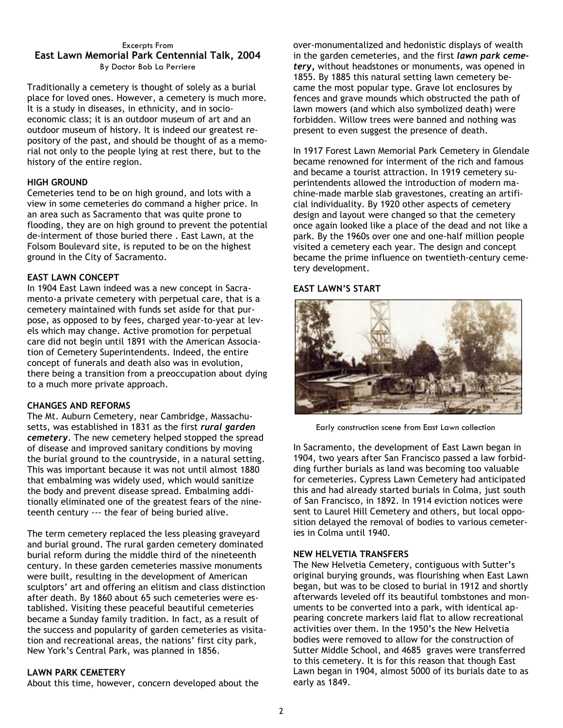Excerpts From

## East Lawn Memorial Park Centennial Talk, 2004

By Doctor Bob La Perriere

Traditionally a cemetery is thought of solely as a burial place for loved ones. However, a cemetery is much more. It is a study in diseases, in ethnicity, and in socio-economic class; it is an outdoor museum of art and an outdoor museum of history. It is indeed our greatest repository of the past, and should be thought of as a memorial not only to the people lying at rest there, but to the history of the entire region.

### HIGH GROUND

Cemeteries tend to be on high ground, and lots with a view in some cemeteries do command a higher price. In an area such as Sacramento that was quite prone to flooding, they are on high ground to prevent the potential de-interment of those buried there . East Lawn, at the Folsom Boulevard site, is reputed to be on the highest ground in the City of Sacramento.

### EAST LAWN CONCEPT

In 1904 East Lawn indeed was a new concept in Sacramento-a private cemetery with perpetual care, that is a cemetery maintained with funds set aside for that purpose, as opposed to by fees, charged year-to-year at levels which may change. Active promotion for perpetual care did not begin until 1891 with the American Association of Cemetery Superintendents. Indeed, the entire concept of funerals and death also was in evolution, there being a transition from a preoccupation about dying to a much more private approach.

### CHANGES AND REFORMS

The Mt. Auburn Cemetery, near Cambridge, Massachusetts, was established in 1831 as the first ***rural garden cemetery***. The new cemetery helped stopped the spread of disease and improved sanitary conditions by moving the burial ground to the countryside, in a natural setting. This was important because it was not until almost 1880 that embalming was widely used, which would sanitize the body and prevent disease spread. Embalming additionally eliminated one of the greatest fears of the nineteenth century --- the fear of being buried alive.

The term cemetery replaced the less pleasing graveyard and burial ground. The rural garden cemetery dominated burial reform during the middle third of the nineteenth century. In these garden cemeteries massive monuments were built, resulting in the development of American sculptors' art and offering an elitism and class distinction after death. By 1860 about 65 such cemeteries were established. Visiting these peaceful beautiful cemeteries became a Sunday family tradition. In fact, as a result of the success and popularity of garden cemeteries as visitation and recreational areas, the nations' first city park, New York's Central Park, was planned in 1856.

### LAWN PARK CEMETERY

About this time, however, concern developed about the over-monumentalized and hedonistic displays of wealth in the garden cemeteries, and the first ***lawn park cemetery***, without headstones or monuments, was opened in 1855. By 1885 this natural setting lawn cemetery became the most popular type. Grave lot enclosures by fences and grave mounds which obstructed the path of lawn mowers (and which also symbolized death) were forbidden. Willow trees were banned and nothing was present to even suggest the presence of death.

In 1917 Forest Lawn Memorial Park Cemetery in Glendale became renowned for interment of the rich and famous and became a tourist attraction. In 1919 cemetery superintendents allowed the introduction of modern machine-made marble slab gravestones, creating an artificial individuality. By 1920 other aspects of cemetery design and layout were changed so that the cemetery once again looked like a place of the dead and not like a park. By the 1960s over one and one-half million people visited a cemetery each year. The design and concept became the prime influence on twentieth-century cemetery development.

### EAST LAWN'S START

Early construction scene from East Lawn collection

In Sacramento, the development of East Lawn began in 1904, two years after San Francisco passed a law forbidding further burials as land was becoming too valuable for cemeteries. Cypress Lawn Cemetery had anticipated this and had already started burials in Colma, just south of San Francisco, in 1892. In 1914 eviction notices were sent to Laurel Hill Cemetery and others, but local opposition delayed the removal of bodies to various cemeteries in Colma until 1940.

### NEW HELVETIA TRANSFERS

The New Helvetia Cemetery, contiguous with Sutter's original burying grounds, was flourishing when East Lawn began, but was to be closed to burial in 1912 and shortly afterwards leveled off its beautiful tombstones and monuments to be converted into a park, with identical appearing concrete markers laid flat to allow recreational activities over them. In the 1950's the New Helvetia bodies were removed to allow for the construction of Sutter Middle School, and 4685 graves were transferred to this cemetery. It is for this reason that though East Lawn began in 1904, almost 5000 of its burials date to as early as 1849.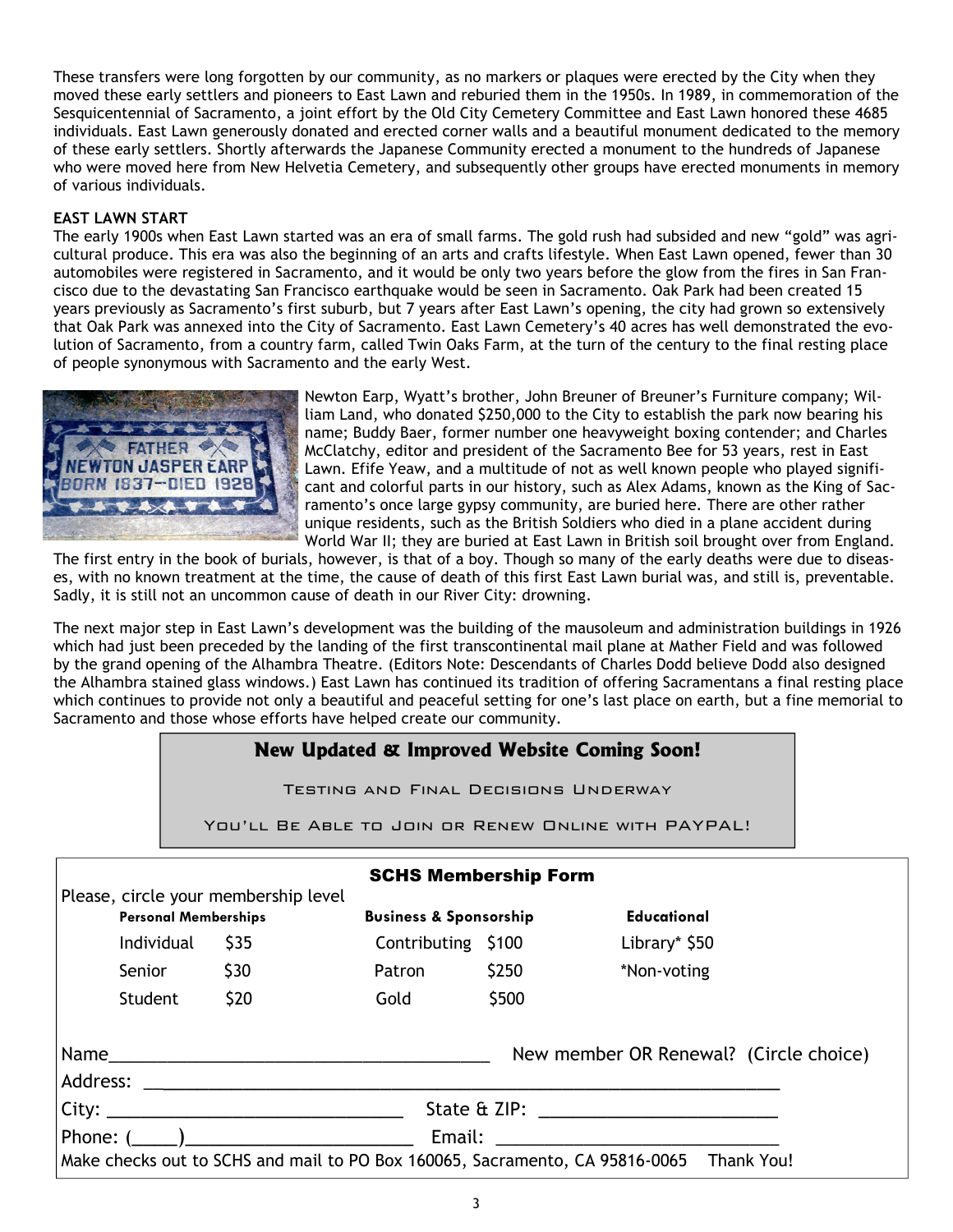These transfers were long forgotten by our community, as no markers or plaques were erected by the City when they moved these early settlers and pioneers to East Lawn and reburied them in the 1950s. In 1989, in commemoration of the Sesquicentennial of Sacramento, a joint effort by the Old City Cemetery Committee and East Lawn honored these 4685 individuals. East Lawn generously donated and erected corner walls and a beautiful monument dedicated to the memory of these early settlers. Shortly afterwards the Japanese Community erected a monument to the hundreds of Japanese who were moved here from New Helvetia Cemetery, and subsequently other groups have erected monuments in memory of various individuals.

**EAST LAWN START**

The early 1900s when East Lawn started was an era of small farms. The gold rush had subsided and new "gold" was agricultural produce. This era was also the beginning of an arts and crafts lifestyle. When East Lawn opened, fewer than 30 automobiles were registered in Sacramento, and it would be only two years before the glow from the fires in San Francisco due to the devastating San Francisco earthquake would be seen in Sacramento. Oak Park had been created 15 years previously as Sacramento's first suburb, but 7 years after East Lawn's opening, the city had grown so extensively that Oak Park was annexed into the City of Sacramento. East Lawn Cemetery's 40 acres has well demonstrated the evolution of Sacramento, from a country farm, called Twin Oaks Farm, at the turn of the century to the final resting place of people synonymous with Sacramento and the early West.

Newton Earp, Wyatt's brother, John Breuner of Breuner's Furniture company; William Land, who donated $250,000 to the City to establish the park now bearing his name; Buddy Baer, former number one heavyweight boxing contender; and Charles McClatchy, editor and president of the Sacramento Bee for 53 years, rest in East Lawn. Efife Yeaw, and a multitude of not as well known people who played significant and colorful parts in our history, such as Alex Adams, known as the King of Sacramento's once large gypsy community, are buried here. There are other rather unique residents, such as the British Soldiers who died in a plane accident during World War II; they are buried at East Lawn in British soil brought over from England. The first entry in the book of burials, however, is that of a boy. Though so many of the early deaths were due to diseases, with no known treatment at the time, the cause of death of this first East Lawn burial was, and still is, preventable. Sadly, it is still not an uncommon cause of death in our River City: drowning.

The next major step in East Lawn's development was the building of the mausoleum and administration buildings in 1926 which had just been preceded by the landing of the first transcontinental mail plane at Mather Field and was followed by the grand opening of the Alhambra Theatre. (Editors Note: Descendants of Charles Dodd believe Dodd also designed the Alhambra stained glass windows.) East Lawn has continued its tradition of offering Sacramentans a final resting place which continues to provide not only a beautiful and peaceful setting for one's last place on earth, but a fine memorial to Sacramento and those whose efforts have helped create our community.

## New Updated & Improved Website Coming Soon!

Testing and Final Decisions Underway

You'll Be Able to Join or Renew Online with PAYPAL!

### SCHS Membership Form

Please, circle your membership level

| Personal Memberships | | Business & Sponsorship | | Educational |
|---|---|---|---|---|
| Individual | $35 | Contributing | $100 | Library* $50 |
| Senior | $30 | Patron | $250 | *Non-voting |
| Student | $20 | Gold | $500 | |

Name_______________________________________ New member OR Renewal? (Circle choice)

Address: ___________________________________________________________

City: ____________________________ State & ZIP: ______________________

Phone: (_____)______________________ Email: ____________________________

Make checks out to SCHS and mail to PO Box 160065, Sacramento, CA 95816-0065 Thank You!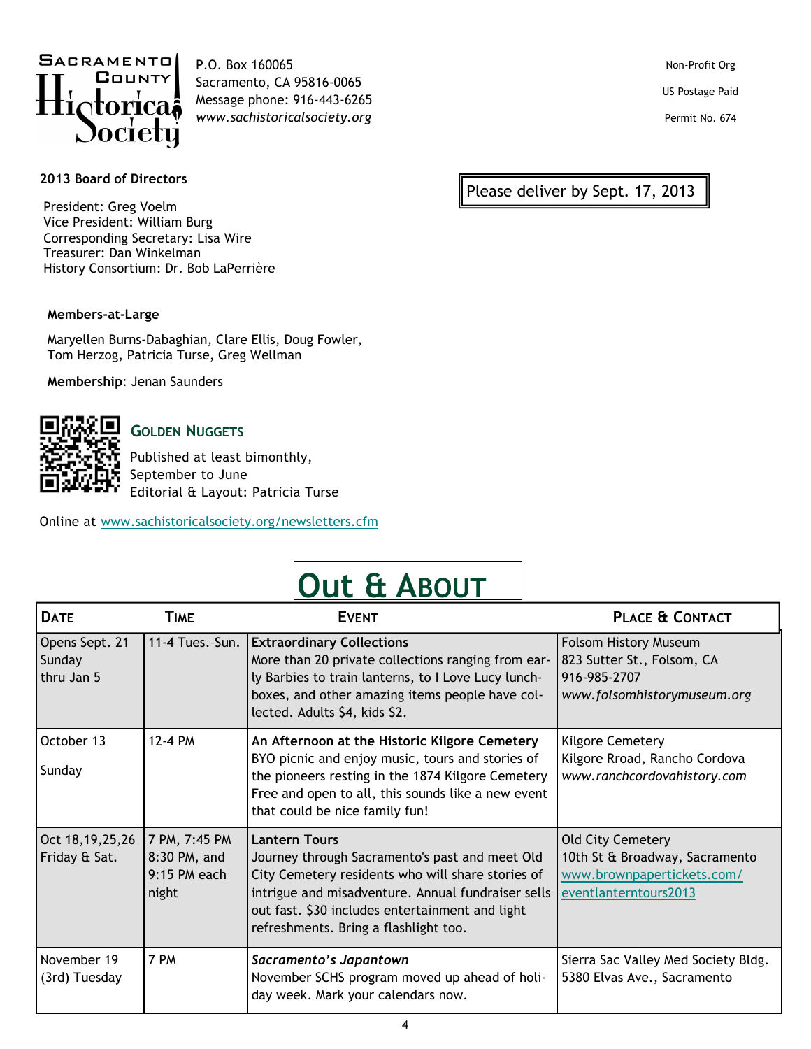**Sacramento County Historical Society**

P.O. Box 160065
Sacramento, CA 95816-0065
Message phone: 916-443-6265
*www.sachistoricalsociety.org*

Non-Profit Org
US Postage Paid
Permit No. 674

Please deliver by Sept. 17, 2013

**2013 Board of Directors**

President: Greg Voelm
Vice President: William Burg
Corresponding Secretary: Lisa Wire
Treasurer: Dan Winkelman
History Consortium: Dr. Bob LaPerrière

**Members-at-Large**

Maryellen Burns-Dabaghian, Clare Ellis, Doug Fowler, Tom Herzog, Patricia Turse, Greg Wellman

**Membership**: Jenan Saunders

## Golden Nuggets

Published at least bimonthly, September to June
Editorial & Layout: Patricia Turse

Online at www.sachistoricalsociety.org/newsletters.cfm

# Out & About

| Date | Time | Event | Place & Contact |
|---|---|---|---|
| Opens Sept. 21 Sunday thru Jan 5 | 11-4 Tues.-Sun. | **Extraordinary Collections** More than 20 private collections ranging from early Barbies to train lanterns, to I Love Lucy lunchboxes, and other amazing items people have collected. Adults $4, kids $2. | Folsom History Museum 823 Sutter St., Folsom, CA 916-985-2707 *www.folsomhistorymuseum.org* |
| October 13 Sunday | 12-4 PM | **An Afternoon at the Historic Kilgore Cemetery** BYO picnic and enjoy music, tours and stories of the pioneers resting in the 1874 Kilgore Cemetery Free and open to all, this sounds like a new event that could be nice family fun! | Kilgore Cemetery Kilgore Rroad, Rancho Cordova *www.ranchcordovahistory.com* |
| Oct 18,19,25,26 Friday & Sat. | 7 PM, 7:45 PM 8:30 PM, and 9:15 PM each night | **Lantern Tours** Journey through Sacramento's past and meet Old City Cemetery residents who will share stories of intrigue and misadventure. Annual fundraiser sells out fast. $30 includes entertainment and light refreshments. Bring a flashlight too. | Old City Cemetery 10th St & Broadway, Sacramento www.brownpapertickets.com/eventlanterntours2013 |
| November 19 (3rd) Tuesday | 7 PM | ***Sacramento's Japantown*** November SCHS program moved up ahead of holiday week. Mark your calendars now. | Sierra Sac Valley Med Society Bldg. 5380 Elvas Ave., Sacramento |